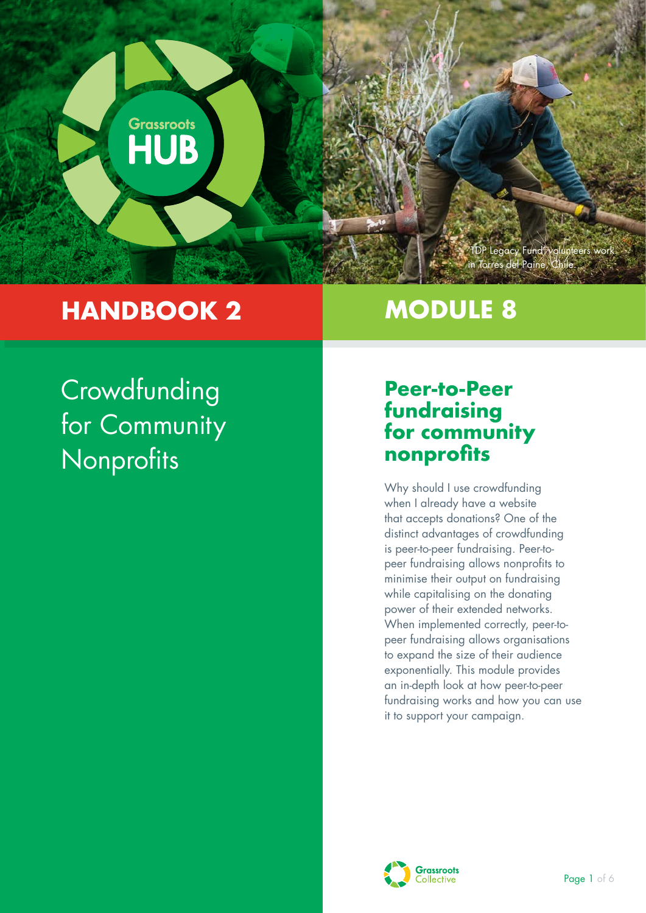Grassroots HUB

TDP Legacy Fund volunteers work in Torres del Paine, Chile.

# HANDBOOK 2

Crowdfunding for Community Nonprofits

# MODULE 8

## Peer-to-Peer fundraising for community nonprofits

Why should I use crowdfunding when I already have a website that accepts donations? One of the distinct advantages of crowdfunding is peer-to-peer fundraising. Peer-to-peer fundraising allows nonprofits to minimise their output on fundraising while capitalising on the donating power of their extended networks. When implemented correctly, peer-to-peer fundraising allows organisations to expand the size of their audience exponentially. This module provides an in-depth look at how peer-to-peer fundraising works and how you can use it to support your campaign.

Grassroots Collective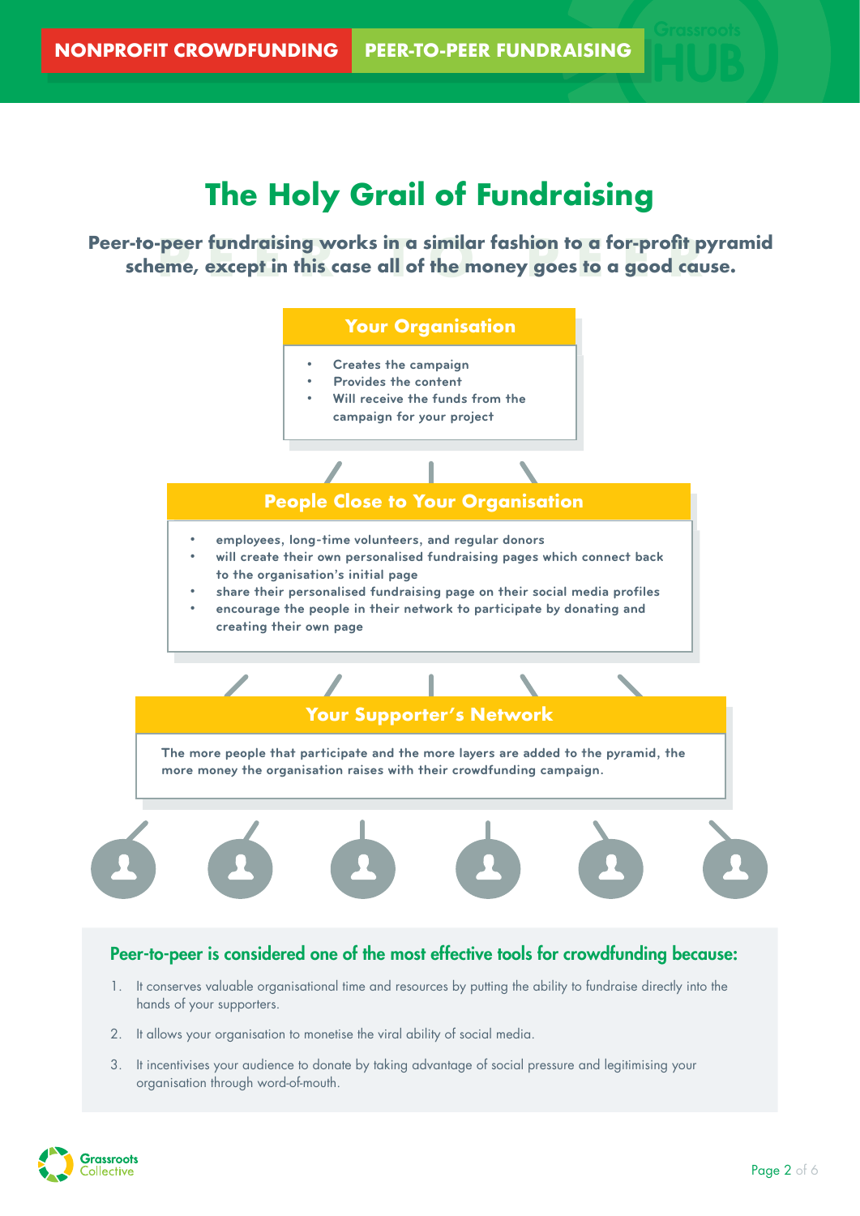# The Holy Grail of Fundraising

**Peer-to-peer fundraising works in a similar fashion to a for-profit pyramid scheme, except in this case all of the money goes to a good cause.**

### Your Organisation

- Creates the campaign
- Provides the content
- Will receive the funds from the campaign for your project

### People Close to Your Organisation

- employees, long-time volunteers, and regular donors
- will create their own personalised fundraising pages which connect back to the organisation's initial page
- share their personalised fundraising page on their social media profiles
- encourage the people in their network to participate by donating and creating their own page

### Your Supporter's Network

The more people that participate and the more layers are added to the pyramid, the more money the organisation raises with their crowdfunding campaign.

## Peer-to-peer is considered one of the most effective tools for crowdfunding because:

1. It conserves valuable organisational time and resources by putting the ability to fundraise directly into the hands of your supporters.
2. It allows your organisation to monetise the viral ability of social media.
3. It incentivises your audience to donate by taking advantage of social pressure and legitimising your organisation through word-of-mouth.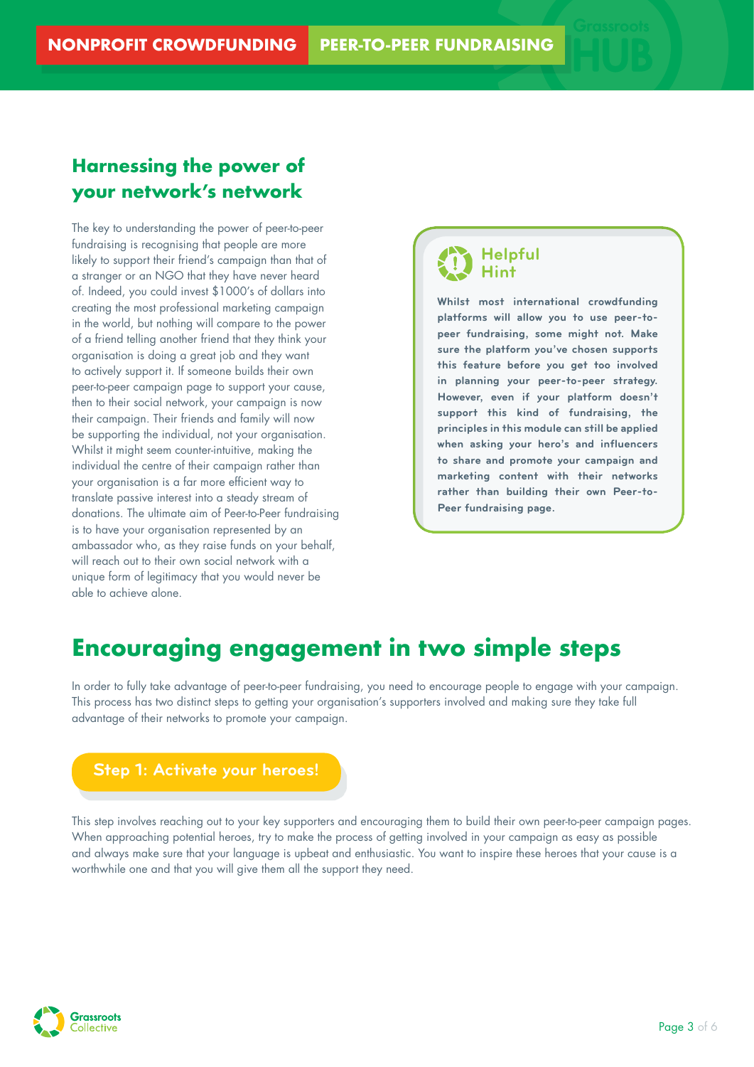## Harnessing the power of your network's network

The key to understanding the power of peer-to-peer fundraising is recognising that people are more likely to support their friend's campaign than that of a stranger or an NGO that they have never heard of. Indeed, you could invest $1000's of dollars into creating the most professional marketing campaign in the world, but nothing will compare to the power of a friend telling another friend that they think your organisation is doing a great job and they want to actively support it. If someone builds their own peer-to-peer campaign page to support your cause, then to their social network, your campaign is now their campaign. Their friends and family will now be supporting the individual, not your organisation. Whilst it might seem counter-intuitive, making the individual the centre of their campaign rather than your organisation is a far more efficient way to translate passive interest into a steady stream of donations. The ultimate aim of Peer-to-Peer fundraising is to have your organisation represented by an ambassador who, as they raise funds on your behalf, will reach out to their own social network with a unique form of legitimacy that you would never be able to achieve alone.

> **Helpful Hint**
>
> **Whilst most international crowdfunding platforms will allow you to use peer-to-peer fundraising, some might not. Make sure the platform you've chosen supports this feature before you get too involved in planning your peer-to-peer strategy. However, even if your platform doesn't support this kind of fundraising, the principles in this module can still be applied when asking your hero's and influencers to share and promote your campaign and marketing content with their networks rather than building their own Peer-to-Peer fundraising page.**

# Encouraging engagement in two simple steps

In order to fully take advantage of peer-to-peer fundraising, you need to encourage people to engage with your campaign. This process has two distinct steps to getting your organisation's supporters involved and making sure they take full advantage of their networks to promote your campaign.

### Step 1: Activate your heroes!

This step involves reaching out to your key supporters and encouraging them to build their own peer-to-peer campaign pages. When approaching potential heroes, try to make the process of getting involved in your campaign as easy as possible and always make sure that your language is upbeat and enthusiastic. You want to inspire these heroes that your cause is a worthwhile one and that you will give them all the support they need.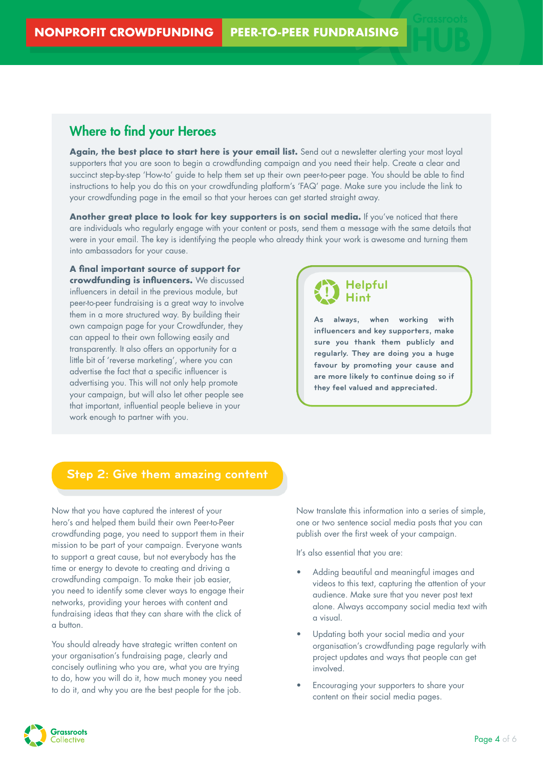## Where to find your Heroes

**Again, the best place to start here is your email list.** Send out a newsletter alerting your most loyal supporters that you are soon to begin a crowdfunding campaign and you need their help. Create a clear and succinct step-by-step 'How-to' guide to help them set up their own peer-to-peer page. You should be able to find instructions to help you do this on your crowdfunding platform's 'FAQ' page. Make sure you include the link to your crowdfunding page in the email so that your heroes can get started straight away.

**Another great place to look for key supporters is on social media.** If you've noticed that there are individuals who regularly engage with your content or posts, send them a message with the same details that were in your email. The key is identifying the people who already think your work is awesome and turning them into ambassadors for your cause.

**A final important source of support for crowdfunding is influencers.** We discussed influencers in detail in the previous module, but peer-to-peer fundraising is a great way to involve them in a more structured way. By building their own campaign page for your Crowdfunder, they can appeal to their own following easily and transparently. It also offers an opportunity for a little bit of 'reverse marketing', where you can advertise the fact that a specific influencer is advertising you. This will not only help promote your campaign, but will also let other people see that important, influential people believe in your work enough to partner with you.

> **Helpful Hint**
>
> **As always, when working with influencers and key supporters, make sure you thank them publicly and regularly. They are doing you a huge favour by promoting your cause and are more likely to continue doing so if they feel valued and appreciated.**

## Step 2: Give them amazing content

Now that you have captured the interest of your hero's and helped them build their own Peer-to-Peer crowdfunding page, you need to support them in their mission to be part of your campaign. Everyone wants to support a great cause, but not everybody has the time or energy to devote to creating and driving a crowdfunding campaign. To make their job easier, you need to identify some clever ways to engage their networks, providing your heroes with content and fundraising ideas that they can share with the click of a button.

You should already have strategic written content on your organisation's fundraising page, clearly and concisely outlining who you are, what you are trying to do, how you will do it, how much money you need to do it, and why you are the best people for the job.

Now translate this information into a series of simple, one or two sentence social media posts that you can publish over the first week of your campaign.

It's also essential that you are:

- Adding beautiful and meaningful images and videos to this text, capturing the attention of your audience. Make sure that you never post text alone. Always accompany social media text with a visual.
- Updating both your social media and your organisation's crowdfunding page regularly with project updates and ways that people can get involved.
- Encouraging your supporters to share your content on their social media pages.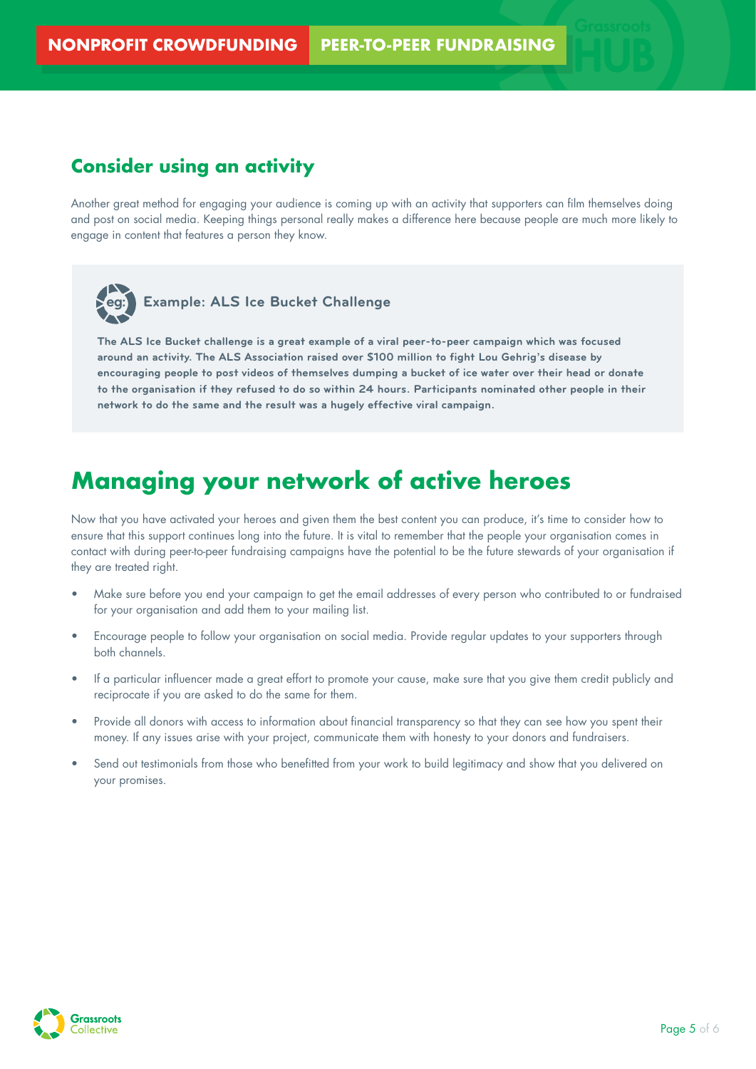## Consider using an activity

Another great method for engaging your audience is coming up with an activity that supporters can film themselves doing and post on social media. Keeping things personal really makes a difference here because people are much more likely to engage in content that features a person they know.

> **Example: ALS Ice Bucket Challenge**
>
> **The ALS Ice Bucket challenge is a great example of a viral peer-to-peer campaign which was focused around an activity. The ALS Association raised over $100 million to fight Lou Gehrig's disease by encouraging people to post videos of themselves dumping a bucket of ice water over their head or donate to the organisation if they refused to do so within 24 hours. Participants nominated other people in their network to do the same and the result was a hugely effective viral campaign.**

# Managing your network of active heroes

Now that you have activated your heroes and given them the best content you can produce, it's time to consider how to ensure that this support continues long into the future. It is vital to remember that the people your organisation comes in contact with during peer-to-peer fundraising campaigns have the potential to be the future stewards of your organisation if they are treated right.

- Make sure before you end your campaign to get the email addresses of every person who contributed to or fundraised for your organisation and add them to your mailing list.
- Encourage people to follow your organisation on social media. Provide regular updates to your supporters through both channels.
- If a particular influencer made a great effort to promote your cause, make sure that you give them credit publicly and reciprocate if you are asked to do the same for them.
- Provide all donors with access to information about financial transparency so that they can see how you spent their money. If any issues arise with your project, communicate them with honesty to your donors and fundraisers.
- Send out testimonials from those who benefitted from your work to build legitimacy and show that you delivered on your promises.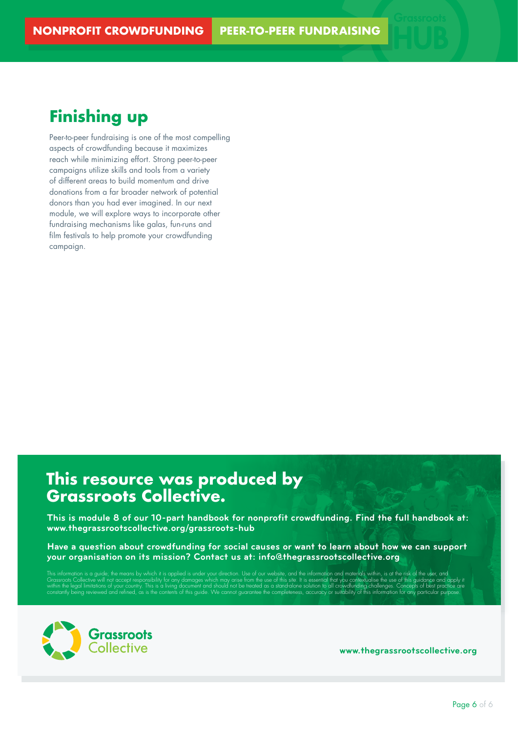## Finishing up

Peer-to-peer fundraising is one of the most compelling aspects of crowdfunding because it maximizes reach while minimizing effort. Strong peer-to-peer campaigns utilize skills and tools from a variety of different areas to build momentum and drive donations from a far broader network of potential donors than you had ever imagined. In our next module, we will explore ways to incorporate other fundraising mechanisms like galas, fun-runs and film festivals to help promote your crowdfunding campaign.

## This resource was produced by Grassroots Collective.

**This is module 8 of our 10-part handbook for nonprofit crowdfunding. Find the full handbook at: www.thegrassrootscollective.org/grassroots-hub**

**Have a question about crowdfunding for social causes or want to learn about how we can support your organisation on its mission? Contact us at: info@thegrassrootscollective.org**

This information is a guide; the means by which it is applied is under your direction. Use of our website, and the information and materials within, is at the risk of the user, and Grassroots Collective will not accept responsibility for any damages which may arise from the use of this site. It is essential that you contextualise the use of this guidance and apply it within the legal limitations of your country. This is a living document and should not be treated as a stand-alone solution to all crowdfunding challenges. Concepts of best practice are constantly being reviewed and refined, as is the contents of this guide. We cannot guarantee the completeness, accuracy or suitability of this information for any particular purpose.

Grassroots Collective

www.thegrassrootscollective.org